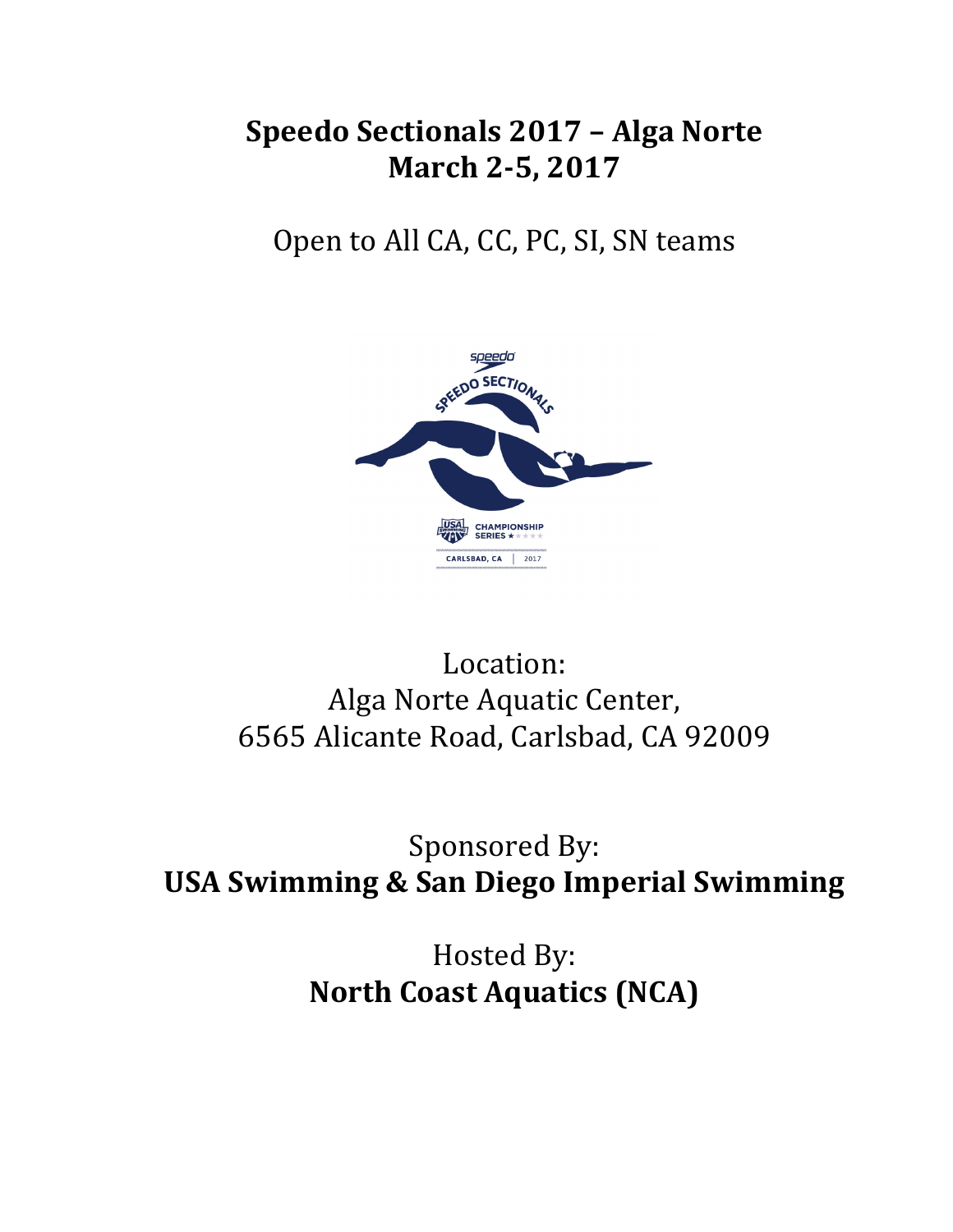# Speedo Sectionals 2017 – Alga Norte
# March 2-5, 2017

Open to All CA, CC, PC, SI, SN teams

Location:
Alga Norte Aquatic Center,
6565 Alicante Road, Carlsbad, CA 92009

Sponsored By:
**USA Swimming & San Diego Imperial Swimming**

Hosted By:
**North Coast Aquatics (NCA)**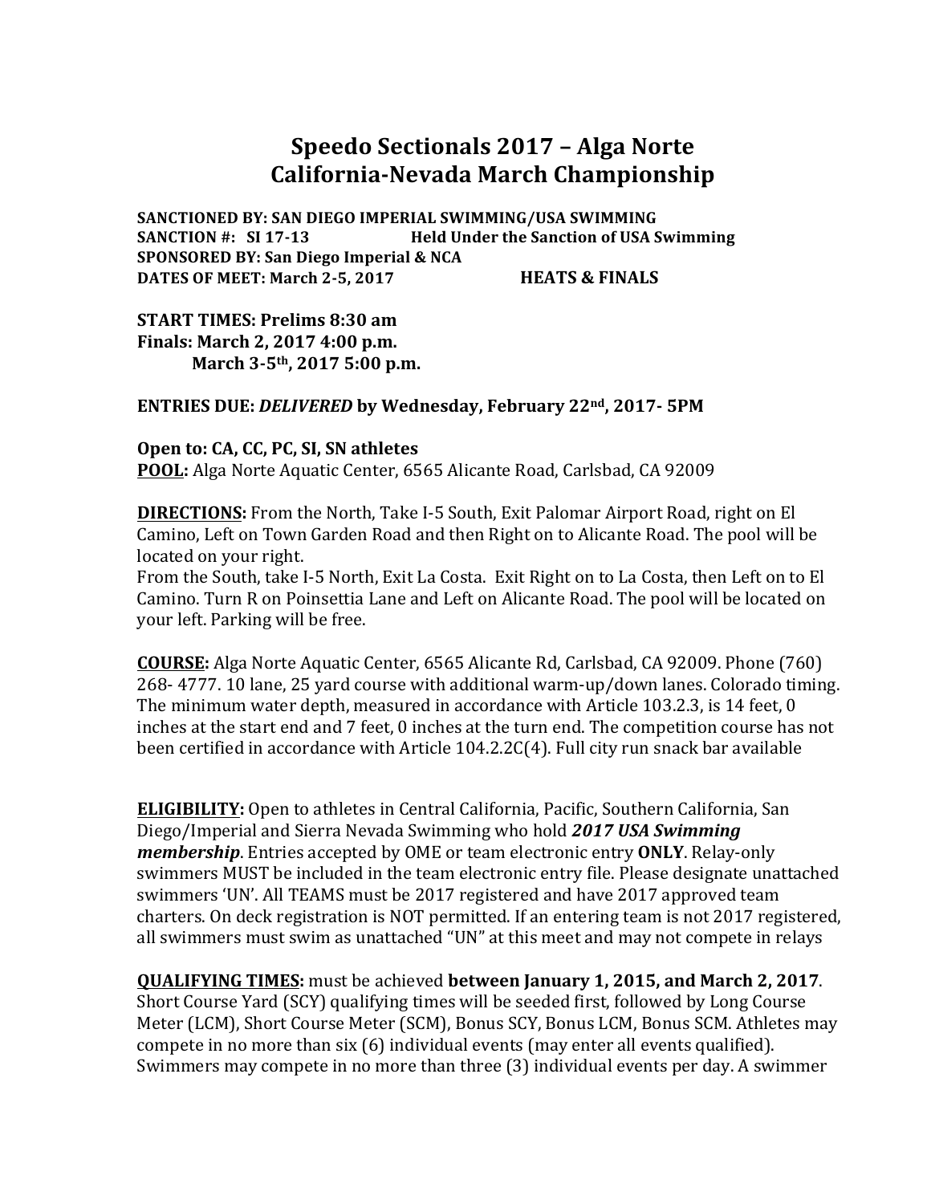# Speedo Sectionals 2017 – Alga Norte
# California-Nevada March Championship

**SANCTIONED BY: SAN DIEGO IMPERIAL SWIMMING/USA SWIMMING**
**SANCTION #: SI 17-13 Held Under the Sanction of USA Swimming**
**SPONSORED BY: San Diego Imperial & NCA**
**DATES OF MEET: March 2-5, 2017 HEATS & FINALS**

**START TIMES: Prelims 8:30 am**
**Finals: March 2, 2017 4:00 p.m.**
**March 3-5th, 2017 5:00 p.m.**

**ENTRIES DUE: *DELIVERED* by Wednesday, February 22nd, 2017- 5PM**

**Open to: CA, CC, PC, SI, SN athletes**
**POOL:** Alga Norte Aquatic Center, 6565 Alicante Road, Carlsbad, CA 92009

**DIRECTIONS:** From the North, Take I-5 South, Exit Palomar Airport Road, right on El Camino, Left on Town Garden Road and then Right on to Alicante Road. The pool will be located on your right.
From the South, take I-5 North, Exit La Costa. Exit Right on to La Costa, then Left on to El Camino. Turn R on Poinsettia Lane and Left on Alicante Road. The pool will be located on your left. Parking will be free.

**COURSE:** Alga Norte Aquatic Center, 6565 Alicante Rd, Carlsbad, CA 92009. Phone (760) 268- 4777. 10 lane, 25 yard course with additional warm-up/down lanes. Colorado timing. The minimum water depth, measured in accordance with Article 103.2.3, is 14 feet, 0 inches at the start end and 7 feet, 0 inches at the turn end. The competition course has not been certified in accordance with Article 104.2.2C(4). Full city run snack bar available

**ELIGIBILITY:** Open to athletes in Central California, Pacific, Southern California, San Diego/Imperial and Sierra Nevada Swimming who hold ***2017 USA Swimming membership***. Entries accepted by OME or team electronic entry **ONLY**. Relay-only swimmers MUST be included in the team electronic entry file. Please designate unattached swimmers 'UN'. All TEAMS must be 2017 registered and have 2017 approved team charters. On deck registration is NOT permitted. If an entering team is not 2017 registered, all swimmers must swim as unattached "UN" at this meet and may not compete in relays

**QUALIFYING TIMES:** must be achieved **between January 1, 2015, and March 2, 2017**. Short Course Yard (SCY) qualifying times will be seeded first, followed by Long Course Meter (LCM), Short Course Meter (SCM), Bonus SCY, Bonus LCM, Bonus SCM. Athletes may compete in no more than six (6) individual events (may enter all events qualified). Swimmers may compete in no more than three (3) individual events per day. A swimmer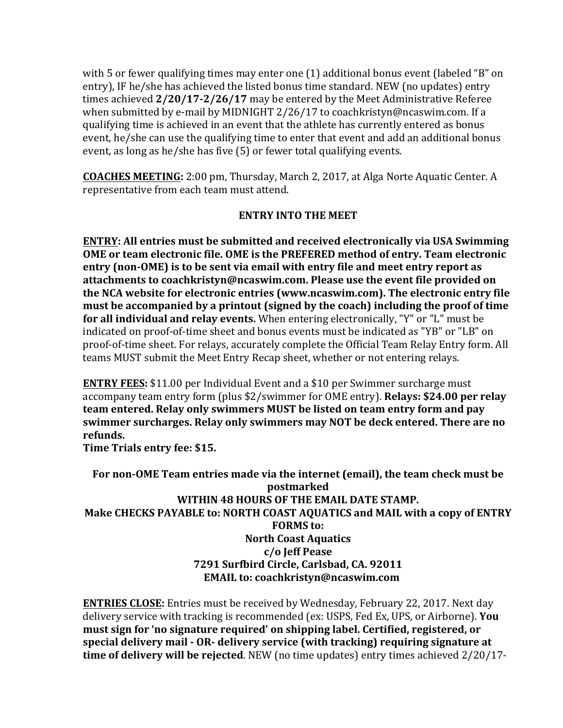with 5 or fewer qualifying times may enter one (1) additional bonus event (labeled "B" on entry), IF he/she has achieved the listed bonus time standard. NEW (no updates) entry times achieved **2/20/17-2/26/17** may be entered by the Meet Administrative Referee when submitted by e-mail by MIDNIGHT 2/26/17 to coachkristyn@ncaswim.com. If a qualifying time is achieved in an event that the athlete has currently entered as bonus event, he/she can use the qualifying time to enter that event and add an additional bonus event, as long as he/she has five (5) or fewer total qualifying events.

**<u>COACHES MEETING:</u>** 2:00 pm, Thursday, March 2, 2017, at Alga Norte Aquatic Center. A representative from each team must attend.

## ENTRY INTO THE MEET

**<u>ENTRY</u>: All entries must be submitted and received electronically via USA Swimming OME or team electronic file. OME is the PREFERED method of entry. Team electronic entry (non-OME) is to be sent via email with entry file and meet entry report as attachments to coachkristyn@ncaswim.com. Please use the event file provided on the NCA website for electronic entries (www.ncaswim.com). The electronic entry file must be accompanied by a printout (signed by the coach) including the proof of time for all individual and relay events.** When entering electronically, "Y" or "L" must be indicated on proof-of-time sheet and bonus events must be indicated as "YB" or "LB" on proof-of-time sheet. For relays, accurately complete the Official Team Relay Entry form. All teams MUST submit the Meet Entry Recap sheet, whether or not entering relays.

**<u>ENTRY FEES:</u>** $11.00 per Individual Event and a $10 per Swimmer surcharge must accompany team entry form (plus $2/swimmer for OME entry). **Relays: $24.00 per relay team entered. Relay only swimmers MUST be listed on team entry form and pay swimmer surcharges. Relay only swimmers may NOT be deck entered. There are no refunds.**
**Time Trials entry fee: $15.**

**For non-OME Team entries made via the internet (email), the team check must be postmarked**
**WITHIN 48 HOURS OF THE EMAIL DATE STAMP.**
**Make CHECKS PAYABLE to: NORTH COAST AQUATICS and MAIL with a copy of ENTRY FORMS to:**
**North Coast Aquatics**
**c/o Jeff Pease**
**7291 Surfbird Circle, Carlsbad, CA. 92011**
**EMAIL to: coachkristyn@ncaswim.com**

**<u>ENTRIES CLOSE</u>:** Entries must be received by Wednesday, February 22, 2017. Next day delivery service with tracking is recommended (ex: USPS, Fed Ex, UPS, or Airborne). **You must sign for 'no signature required' on shipping label. Certified, registered, or special delivery mail - OR- delivery service (with tracking) requiring signature at time of delivery will be rejected**. NEW (no time updates) entry times achieved 2/20/17-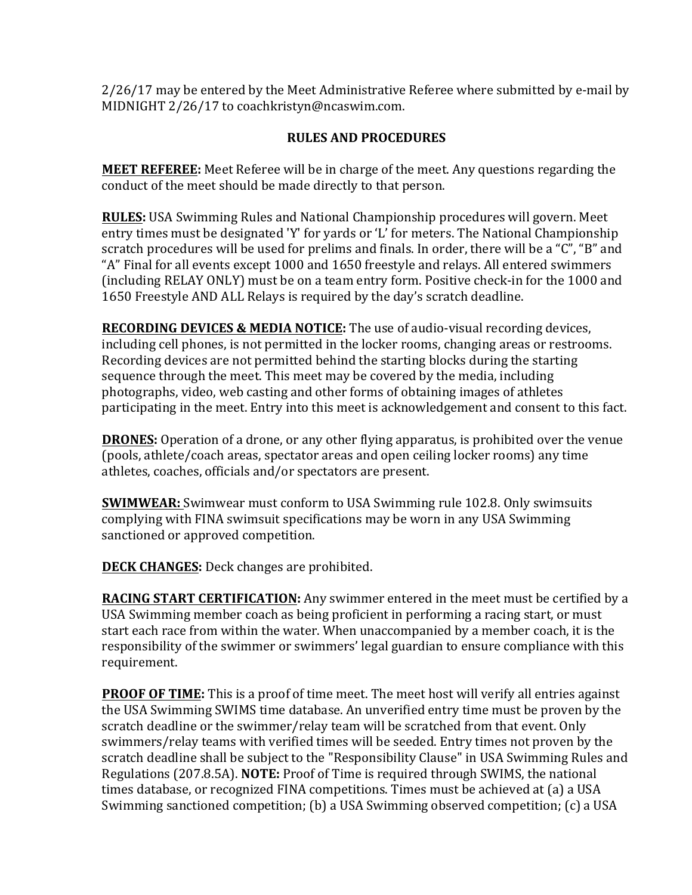2/26/17 may be entered by the Meet Administrative Referee where submitted by e-mail by MIDNIGHT 2/26/17 to coachkristyn@ncaswim.com.

## RULES AND PROCEDURES

**MEET REFEREE:** Meet Referee will be in charge of the meet. Any questions regarding the conduct of the meet should be made directly to that person.

**RULES:** USA Swimming Rules and National Championship procedures will govern. Meet entry times must be designated 'Y' for yards or 'L' for meters. The National Championship scratch procedures will be used for prelims and finals. In order, there will be a "C", "B" and "A" Final for all events except 1000 and 1650 freestyle and relays. All entered swimmers (including RELAY ONLY) must be on a team entry form. Positive check-in for the 1000 and 1650 Freestyle AND ALL Relays is required by the day's scratch deadline.

**RECORDING DEVICES & MEDIA NOTICE:** The use of audio-visual recording devices, including cell phones, is not permitted in the locker rooms, changing areas or restrooms. Recording devices are not permitted behind the starting blocks during the starting sequence through the meet. This meet may be covered by the media, including photographs, video, web casting and other forms of obtaining images of athletes participating in the meet. Entry into this meet is acknowledgement and consent to this fact.

**DRONES:** Operation of a drone, or any other flying apparatus, is prohibited over the venue (pools, athlete/coach areas, spectator areas and open ceiling locker rooms) any time athletes, coaches, officials and/or spectators are present.

**SWIMWEAR:** Swimwear must conform to USA Swimming rule 102.8. Only swimsuits complying with FINA swimsuit specifications may be worn in any USA Swimming sanctioned or approved competition.

**DECK CHANGES:** Deck changes are prohibited.

**RACING START CERTIFICATION:** Any swimmer entered in the meet must be certified by a USA Swimming member coach as being proficient in performing a racing start, or must start each race from within the water. When unaccompanied by a member coach, it is the responsibility of the swimmer or swimmers' legal guardian to ensure compliance with this requirement.

**PROOF OF TIME:** This is a proof of time meet. The meet host will verify all entries against the USA Swimming SWIMS time database. An unverified entry time must be proven by the scratch deadline or the swimmer/relay team will be scratched from that event. Only swimmers/relay teams with verified times will be seeded. Entry times not proven by the scratch deadline shall be subject to the "Responsibility Clause" in USA Swimming Rules and Regulations (207.8.5A). **NOTE:** Proof of Time is required through SWIMS, the national times database, or recognized FINA competitions. Times must be achieved at (a) a USA Swimming sanctioned competition; (b) a USA Swimming observed competition; (c) a USA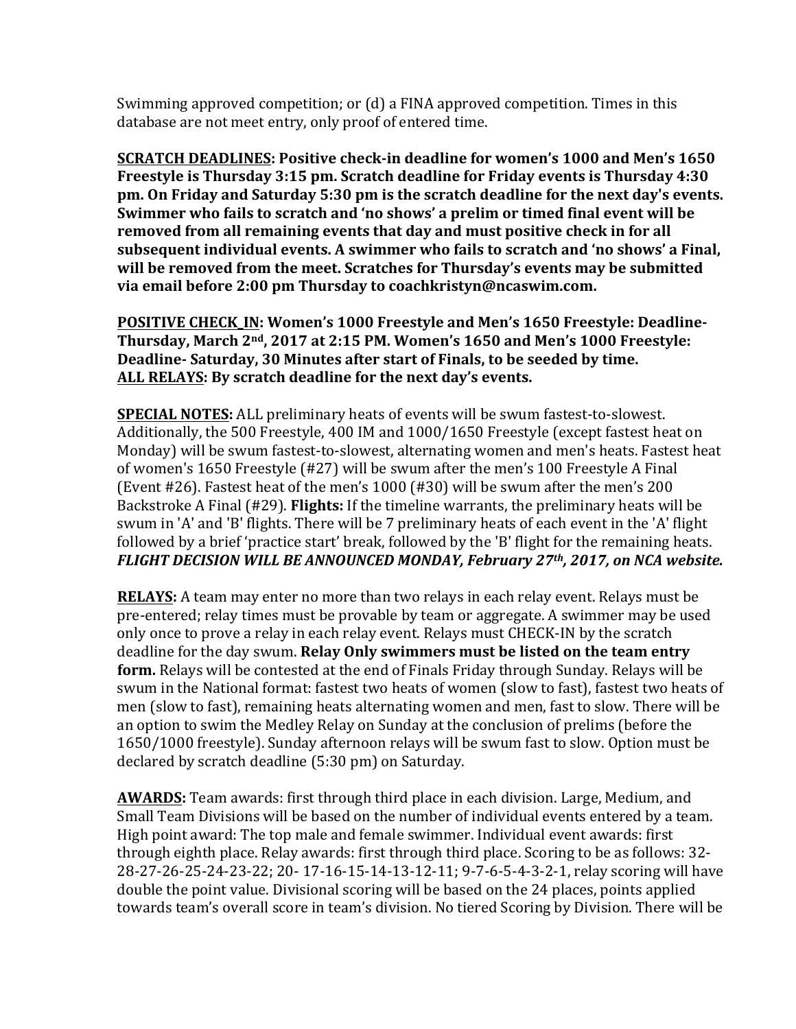Swimming approved competition; or (d) a FINA approved competition. Times in this database are not meet entry, only proof of entered time.

**SCRATCH DEADLINES: Positive check-in deadline for women's 1000 and Men's 1650 Freestyle is Thursday 3:15 pm. Scratch deadline for Friday events is Thursday 4:30 pm. On Friday and Saturday 5:30 pm is the scratch deadline for the next day's events. Swimmer who fails to scratch and 'no shows' a prelim or timed final event will be removed from all remaining events that day and must positive check in for all subsequent individual events. A swimmer who fails to scratch and 'no shows' a Final, will be removed from the meet. Scratches for Thursday's events may be submitted via email before 2:00 pm Thursday to coachkristyn@ncaswim.com.**

**POSITIVE CHECK_IN: Women's 1000 Freestyle and Men's 1650 Freestyle: Deadline- Thursday, March 2nd, 2017 at 2:15 PM. Women's 1650 and Men's 1000 Freestyle: Deadline- Saturday, 30 Minutes after start of Finals, to be seeded by time.**
**ALL RELAYS: By scratch deadline for the next day's events.**

**SPECIAL NOTES:** ALL preliminary heats of events will be swum fastest-to-slowest. Additionally, the 500 Freestyle, 400 IM and 1000/1650 Freestyle (except fastest heat on Monday) will be swum fastest-to-slowest, alternating women and men's heats. Fastest heat of women's 1650 Freestyle (#27) will be swum after the men's 100 Freestyle A Final (Event #26). Fastest heat of the men's 1000 (#30) will be swum after the men's 200 Backstroke A Final (#29). **Flights:** If the timeline warrants, the preliminary heats will be swum in 'A' and 'B' flights. There will be 7 preliminary heats of each event in the 'A' flight followed by a brief 'practice start' break, followed by the 'B' flight for the remaining heats. ***FLIGHT DECISION WILL BE ANNOUNCED MONDAY, February 27th, 2017, on NCA website.***

**RELAYS:** A team may enter no more than two relays in each relay event. Relays must be pre-entered; relay times must be provable by team or aggregate. A swimmer may be used only once to prove a relay in each relay event. Relays must CHECK-IN by the scratch deadline for the day swum. **Relay Only swimmers must be listed on the team entry form.** Relays will be contested at the end of Finals Friday through Sunday. Relays will be swum in the National format: fastest two heats of women (slow to fast), fastest two heats of men (slow to fast), remaining heats alternating women and men, fast to slow. There will be an option to swim the Medley Relay on Sunday at the conclusion of prelims (before the 1650/1000 freestyle). Sunday afternoon relays will be swum fast to slow. Option must be declared by scratch deadline (5:30 pm) on Saturday.

**AWARDS:** Team awards: first through third place in each division. Large, Medium, and Small Team Divisions will be based on the number of individual events entered by a team. High point award: The top male and female swimmer. Individual event awards: first through eighth place. Relay awards: first through third place. Scoring to be as follows: 32-28-27-26-25-24-23-22; 20- 17-16-15-14-13-12-11; 9-7-6-5-4-3-2-1, relay scoring will have double the point value. Divisional scoring will be based on the 24 places, points applied towards team's overall score in team's division. No tiered Scoring by Division. There will be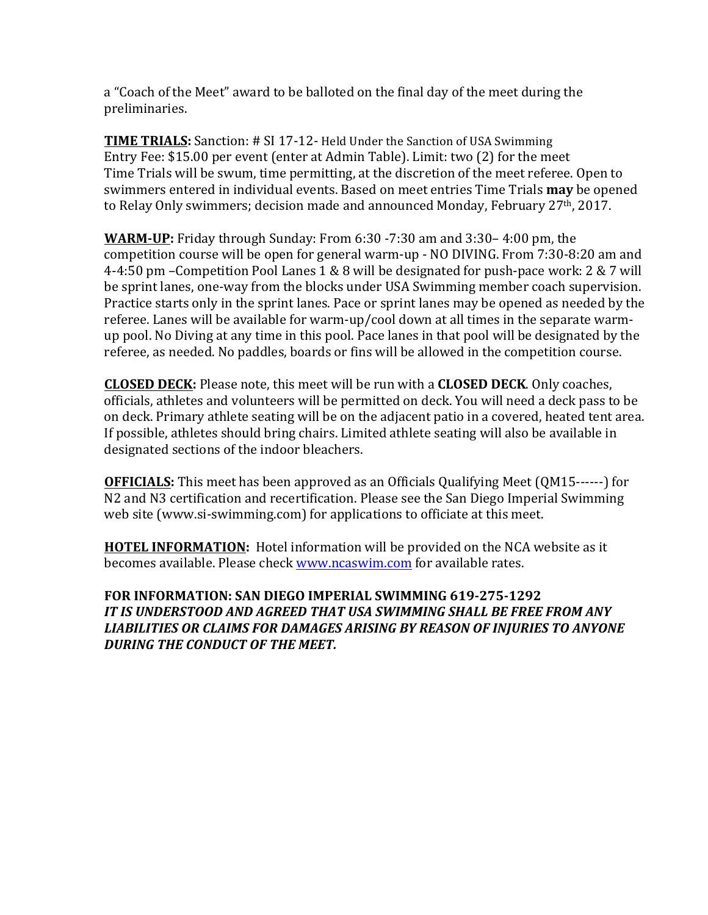a "Coach of the Meet" award to be balloted on the final day of the meet during the preliminaries.

**TIME TRIALS:** Sanction: # SI 17-12- Held Under the Sanction of USA Swimming
Entry Fee: $15.00 per event (enter at Admin Table). Limit: two (2) for the meet
Time Trials will be swum, time permitting, at the discretion of the meet referee. Open to swimmers entered in individual events. Based on meet entries Time Trials **may** be opened to Relay Only swimmers; decision made and announced Monday, February 27th, 2017.

**WARM-UP:** Friday through Sunday: From 6:30 -7:30 am and 3:30– 4:00 pm, the competition course will be open for general warm-up - NO DIVING. From 7:30-8:20 am and 4-4:50 pm –Competition Pool Lanes 1 & 8 will be designated for push-pace work: 2 & 7 will be sprint lanes, one-way from the blocks under USA Swimming member coach supervision. Practice starts only in the sprint lanes. Pace or sprint lanes may be opened as needed by the referee. Lanes will be available for warm-up/cool down at all times in the separate warm-up pool. No Diving at any time in this pool. Pace lanes in that pool will be designated by the referee, as needed. No paddles, boards or fins will be allowed in the competition course.

**CLOSED DECK:** Please note, this meet will be run with a **CLOSED DECK**. Only coaches, officials, athletes and volunteers will be permitted on deck. You will need a deck pass to be on deck. Primary athlete seating will be on the adjacent patio in a covered, heated tent area. If possible, athletes should bring chairs. Limited athlete seating will also be available in designated sections of the indoor bleachers.

**OFFICIALS:** This meet has been approved as an Officials Qualifying Meet (QM15------) for N2 and N3 certification and recertification. Please see the San Diego Imperial Swimming web site (www.si-swimming.com) for applications to officiate at this meet.

**HOTEL INFORMATION:** Hotel information will be provided on the NCA website as it becomes available. Please check www.ncaswim.com for available rates.

**FOR INFORMATION: SAN DIEGO IMPERIAL SWIMMING 619-275-1292**
***IT IS UNDERSTOOD AND AGREED THAT USA SWIMMING SHALL BE FREE FROM ANY LIABILITIES OR CLAIMS FOR DAMAGES ARISING BY REASON OF INJURIES TO ANYONE DURING THE CONDUCT OF THE MEET.***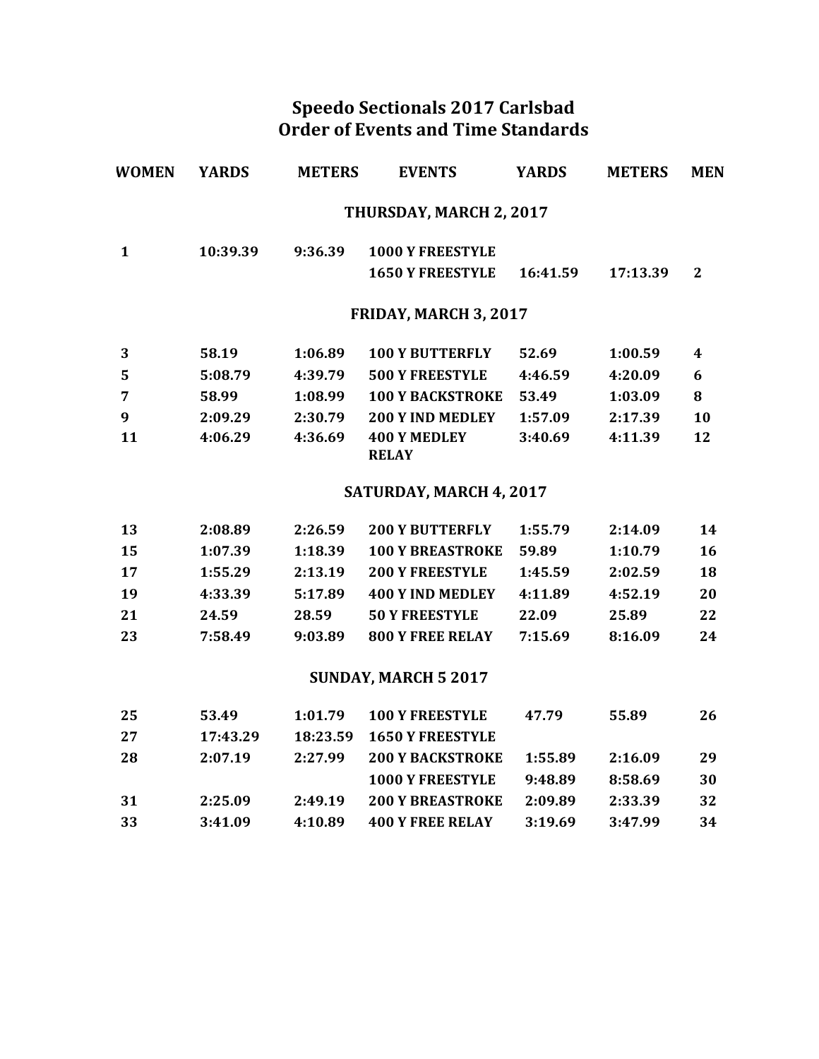# Speedo Sectionals 2017 Carlsbad
# Order of Events and Time Standards

| WOMEN | YARDS | METERS | EVENTS | YARDS | METERS | MEN |
|---|---|---|---|---|---|---|
| | | | **THURSDAY, MARCH 2, 2017** | | | |
| 1 | 10:39.39 | 9:36.39 | 1000 Y FREESTYLE | | | |
| | | | 1650 Y FREESTYLE | 16:41.59 | 17:13.39 | 2 |
| | | | **FRIDAY, MARCH 3, 2017** | | | |
| 3 | 58.19 | 1:06.89 | 100 Y BUTTERFLY | 52.69 | 1:00.59 | 4 |
| 5 | 5:08.79 | 4:39.79 | 500 Y FREESTYLE | 4:46.59 | 4:20.09 | 6 |
| 7 | 58.99 | 1:08.99 | 100 Y BACKSTROKE | 53.49 | 1:03.09 | 8 |
| 9 | 2:09.29 | 2:30.79 | 200 Y IND MEDLEY | 1:57.09 | 2:17.39 | 10 |
| 11 | 4:06.29 | 4:36.69 | 400 Y MEDLEY RELAY | 3:40.69 | 4:11.39 | 12 |
| | | | **SATURDAY, MARCH 4, 2017** | | | |
| 13 | 2:08.89 | 2:26.59 | 200 Y BUTTERFLY | 1:55.79 | 2:14.09 | 14 |
| 15 | 1:07.39 | 1:18.39 | 100 Y BREASTROKE | 59.89 | 1:10.79 | 16 |
| 17 | 1:55.29 | 2:13.19 | 200 Y FREESTYLE | 1:45.59 | 2:02.59 | 18 |
| 19 | 4:33.39 | 5:17.89 | 400 Y IND MEDLEY | 4:11.89 | 4:52.19 | 20 |
| 21 | 24.59 | 28.59 | 50 Y FREESTYLE | 22.09 | 25.89 | 22 |
| 23 | 7:58.49 | 9:03.89 | 800 Y FREE RELAY | 7:15.69 | 8:16.09 | 24 |
| | | | **SUNDAY, MARCH 5 2017** | | | |
| 25 | 53.49 | 1:01.79 | 100 Y FREESTYLE | 47.79 | 55.89 | 26 |
| 27 | 17:43.29 | 18:23.59 | 1650 Y FREESTYLE | | | |
| 28 | 2:07.19 | 2:27.99 | 200 Y BACKSTROKE | 1:55.89 | 2:16.09 | 29 |
| | | | 1000 Y FREESTYLE | 9:48.89 | 8:58.69 | 30 |
| 31 | 2:25.09 | 2:49.19 | 200 Y BREASTROKE | 2:09.89 | 2:33.39 | 32 |
| 33 | 3:41.09 | 4:10.89 | 400 Y FREE RELAY | 3:19.69 | 3:47.99 | 34 |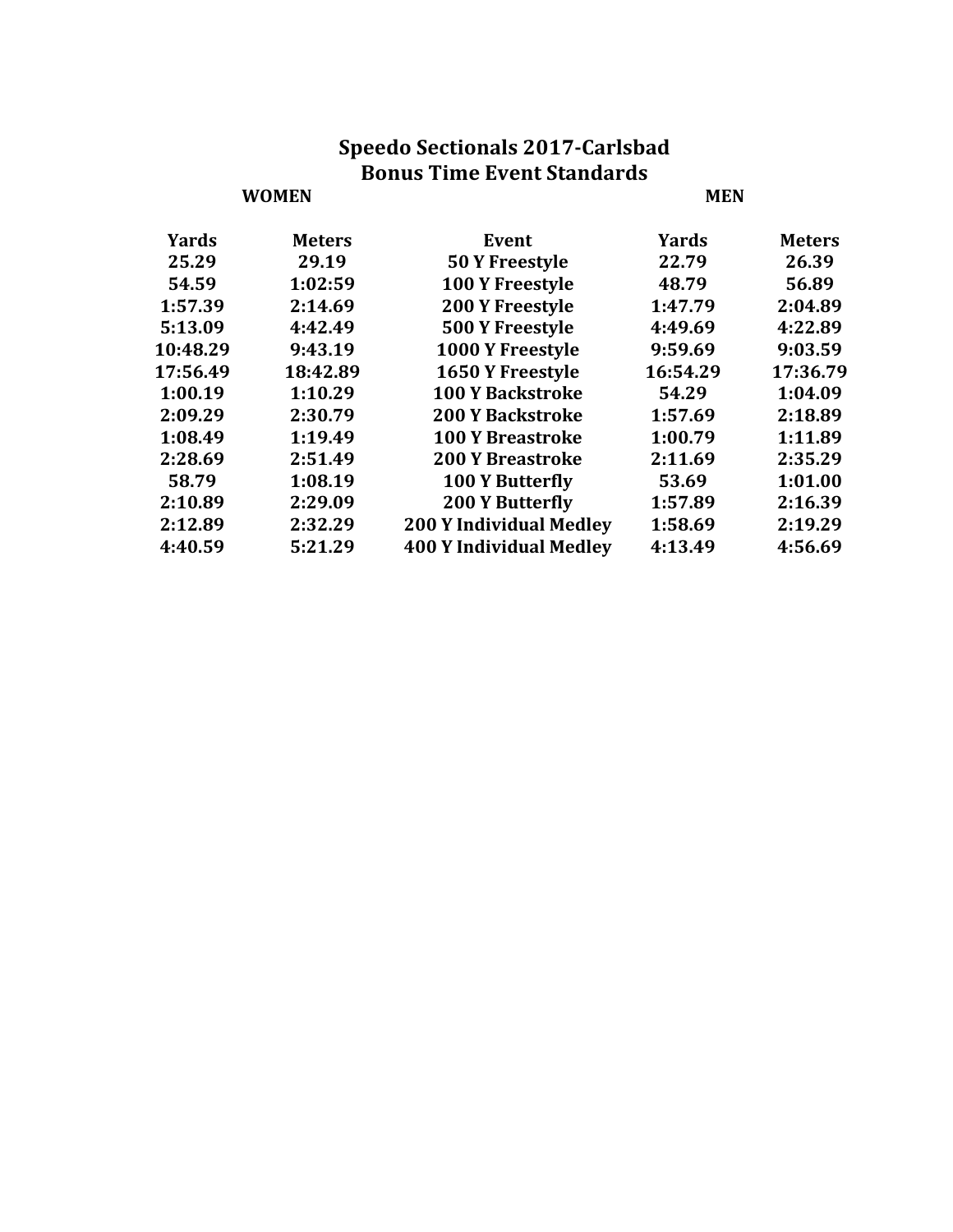# Speedo Sectionals 2017-Carlsbad
## Bonus Time Event Standards

| WOMEN | | | MEN | |
|---|---|---|---|---|
| **Yards** | **Meters** | **Event** | **Yards** | **Meters** |
| 25.29 | 29.19 | 50 Y Freestyle | 22.79 | 26.39 |
| 54.59 | 1:02:59 | 100 Y Freestyle | 48.79 | 56.89 |
| 1:57.39 | 2:14.69 | 200 Y Freestyle | 1:47.79 | 2:04.89 |
| 5:13.09 | 4:42.49 | 500 Y Freestyle | 4:49.69 | 4:22.89 |
| 10:48.29 | 9:43.19 | 1000 Y Freestyle | 9:59.69 | 9:03.59 |
| 17:56.49 | 18:42.89 | 1650 Y Freestyle | 16:54.29 | 17:36.79 |
| 1:00.19 | 1:10.29 | 100 Y Backstroke | 54.29 | 1:04.09 |
| 2:09.29 | 2:30.79 | 200 Y Backstroke | 1:57.69 | 2:18.89 |
| 1:08.49 | 1:19.49 | 100 Y Breastroke | 1:00.79 | 1:11.89 |
| 2:28.69 | 2:51.49 | 200 Y Breastroke | 2:11.69 | 2:35.29 |
| 58.79 | 1:08.19 | 100 Y Butterfly | 53.69 | 1:01.00 |
| 2:10.89 | 2:29.09 | 200 Y Butterfly | 1:57.89 | 2:16.39 |
| 2:12.89 | 2:32.29 | 200 Y Individual Medley | 1:58.69 | 2:19.29 |
| 4:40.59 | 5:21.29 | 400 Y Individual Medley | 4:13.49 | 4:56.69 |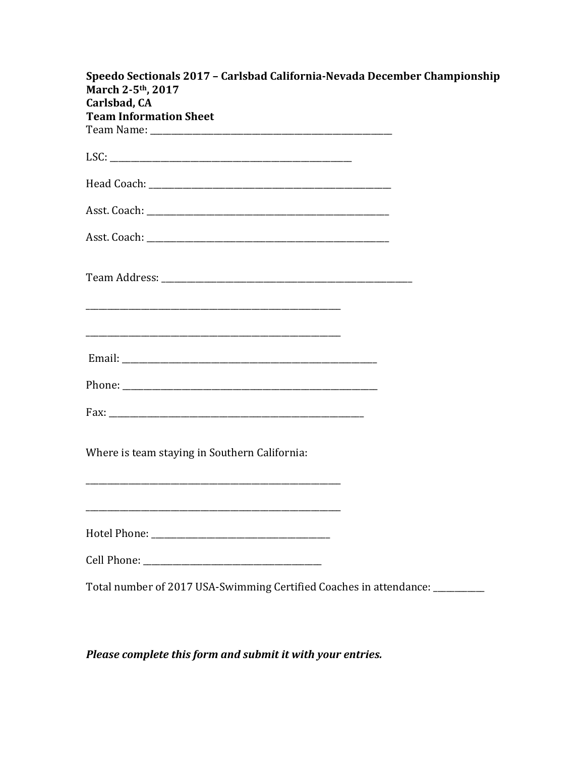**Speedo Sectionals 2017 – Carlsbad California-Nevada December Championship**
**March 2-5th, 2017**
**Carlsbad, CA**
**Team Information Sheet**

Team Name: ___________________________________________________

LSC: ___________________________________________________

Head Coach: ___________________________________________________

Asst. Coach: ___________________________________________________

Asst. Coach: ___________________________________________________

Team Address: ___________________________________________________

___________________________________________________

___________________________________________________

Email: ___________________________________________________

Phone: ___________________________________________________

Fax: ___________________________________________________

Where is team staying in Southern California:

___________________________________________________

___________________________________________________

Hotel Phone: _________________________________________

Cell Phone: _________________________________________

Total number of 2017 USA-Swimming Certified Coaches in attendance: ___________

***Please complete this form and submit it with your entries.***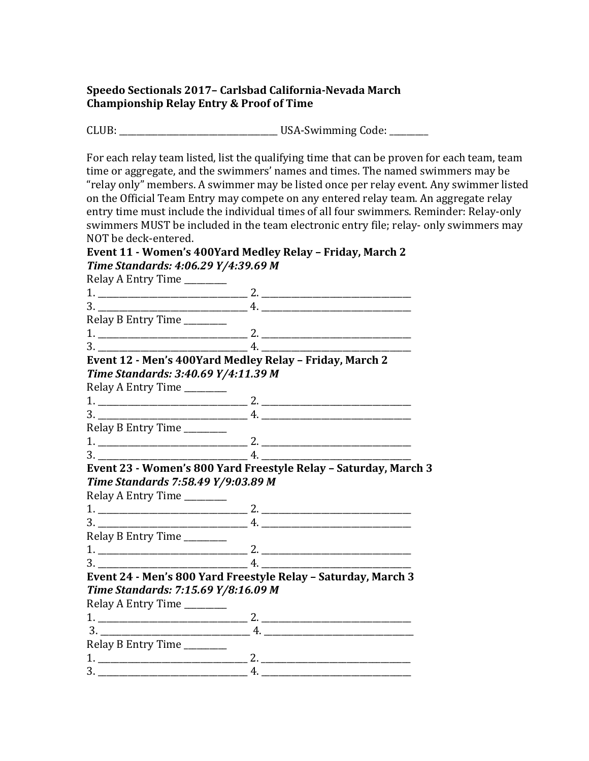**Speedo Sectionals 2017– Carlsbad California-Nevada March Championship Relay Entry & Proof of Time**

CLUB: ___________________________________ USA-Swimming Code: _________

For each relay team listed, list the qualifying time that can be proven for each team, team time or aggregate, and the swimmers' names and times. The named swimmers may be "relay only" members. A swimmer may be listed once per relay event. Any swimmer listed on the Official Team Entry may compete on any entered relay team. An aggregate relay entry time must include the individual times of all four swimmers. Reminder: Relay-only swimmers MUST be included in the team electronic entry file; relay- only swimmers may NOT be deck-entered.

**Event 11 - Women's 400Yard Medley Relay – Friday, March 2**
***Time Standards: 4:06.29 Y/4:39.69 M***

Relay A Entry Time _________

1. _________________________________ 2. _________________________________
3. _________________________________ 4. _________________________________

Relay B Entry Time _________

1. _________________________________ 2. _________________________________
3. _________________________________ 4. _________________________________

**Event 12 - Men's 400Yard Medley Relay – Friday, March 2**
***Time Standards: 3:40.69 Y/4:11.39 M***

Relay A Entry Time _________

1. _________________________________ 2. _________________________________
3. _________________________________ 4. _________________________________

Relay B Entry Time _________

1. _________________________________ 2. _________________________________
3. _________________________________ 4. _________________________________

**Event 23 - Women's 800 Yard Freestyle Relay – Saturday, March 3**
***Time Standards 7:58.49 Y/9:03.89 M***

Relay A Entry Time _________

1. _________________________________ 2. _________________________________
3. _________________________________ 4. _________________________________

Relay B Entry Time _________

1. _________________________________ 2. _________________________________
3. _________________________________ 4. _________________________________

**Event 24 - Men's 800 Yard Freestyle Relay – Saturday, March 3**
***Time Standards: 7:15.69 Y/8:16.09 M***

Relay A Entry Time _________

1. _________________________________ 2. _________________________________
3. _________________________________ 4. _________________________________

Relay B Entry Time _________

1. _________________________________ 2. _________________________________
3. _________________________________ 4. _________________________________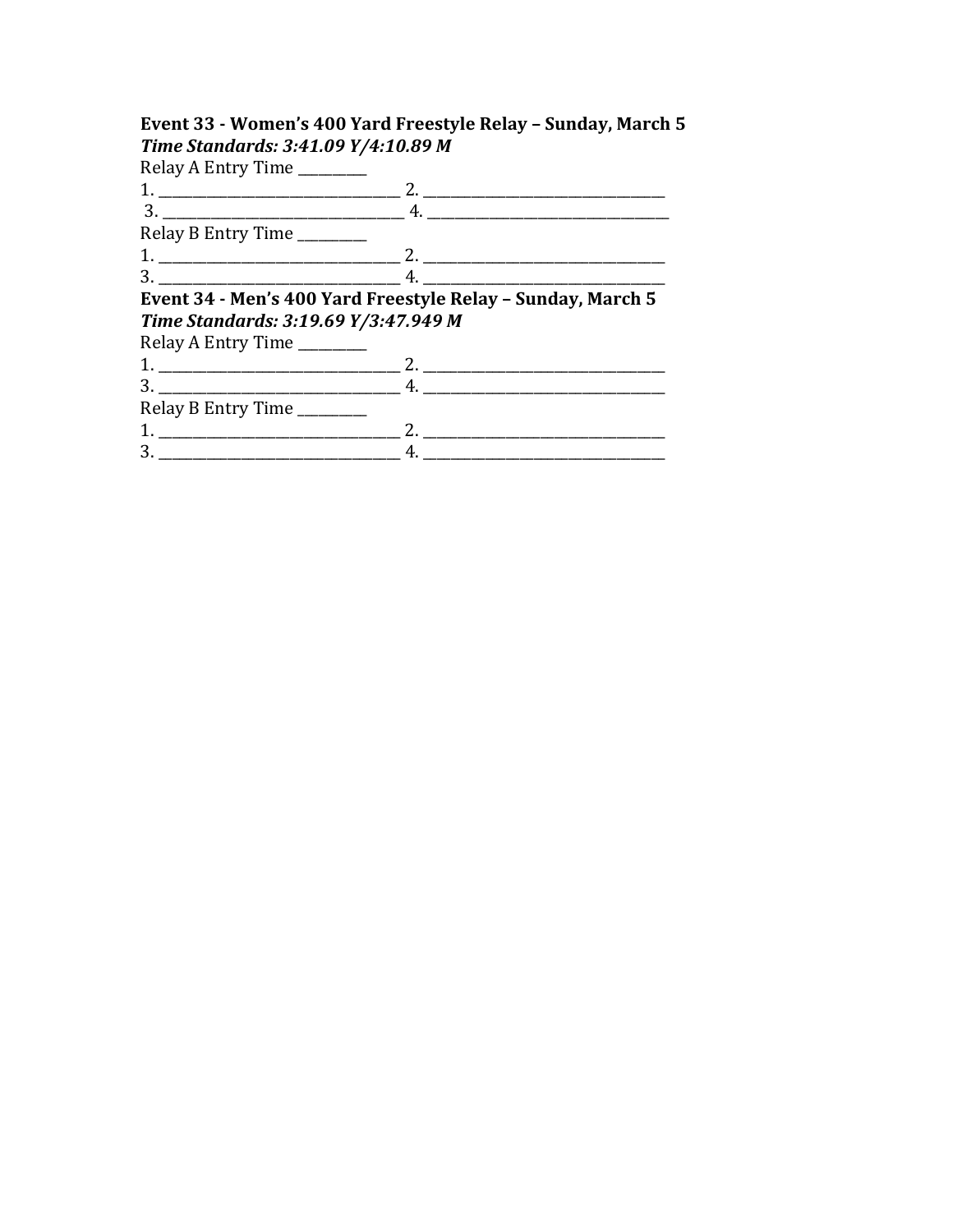**Event 33 - Women's 400 Yard Freestyle Relay – Sunday, March 5**
***Time Standards: 3:41.09 Y/4:10.89 M***

Relay A Entry Time _________

1. _________________________________ 2. _________________________________

3. _________________________________ 4. _________________________________

Relay B Entry Time _________

1. _________________________________ 2. _________________________________

3. _________________________________ 4. _________________________________

**Event 34 - Men's 400 Yard Freestyle Relay – Sunday, March 5**
***Time Standards: 3:19.69 Y/3:47.949 M***

Relay A Entry Time _________

1. _________________________________ 2. _________________________________

3. _________________________________ 4. _________________________________

Relay B Entry Time _________

1. _________________________________ 2. _________________________________

3. _________________________________ 4. _________________________________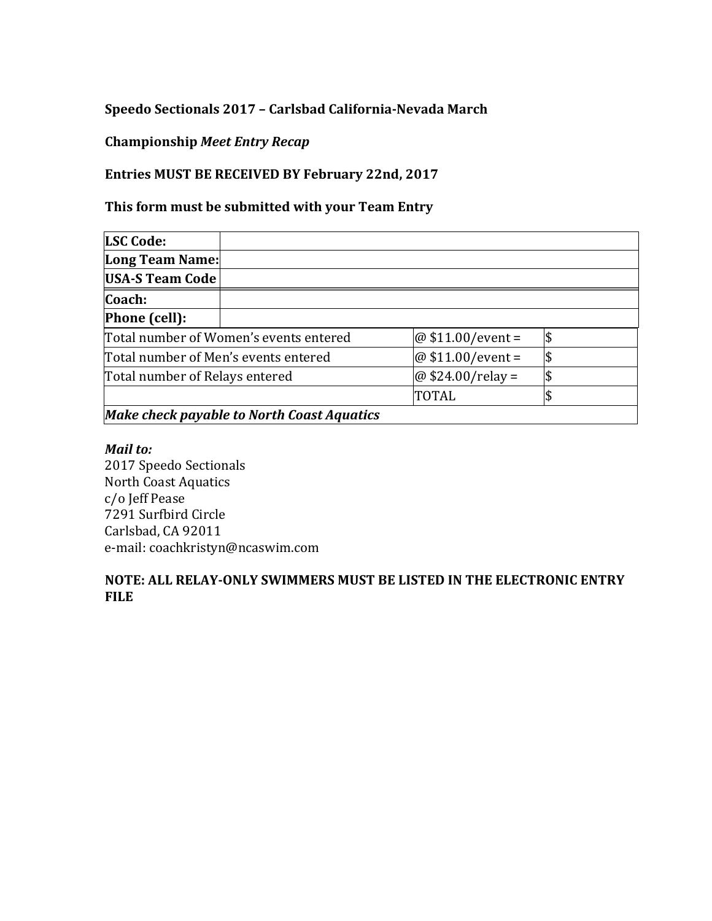**Speedo Sectionals 2017 – Carlsbad California-Nevada March**

**Championship *Meet Entry Recap***

**Entries MUST BE RECEIVED BY February 22nd, 2017**

**This form must be submitted with your Team Entry**

| | | | |
|---|---|---|---|
| **LSC Code:** | | | |
| **Long Team Name:** | | | |
| **USA-S Team Code** | | | |
| **Coach:** | | | |
| **Phone (cell):** | | | |
| Total number of Women's events entered | | @ $11.00/event = | $ |
| Total number of Men's events entered | | @ $11.00/event = | $ |
| Total number of Relays entered | | @ $24.00/relay = | $ |
| | | TOTAL | $ |
| ***Make check payable to North Coast Aquatics*** | | | |

***Mail to:***
2017 Speedo Sectionals
North Coast Aquatics
c/o Jeff Pease
7291 Surfbird Circle
Carlsbad, CA 92011
e-mail: coachkristyn@ncaswim.com

**NOTE: ALL RELAY-ONLY SWIMMERS MUST BE LISTED IN THE ELECTRONIC ENTRY FILE**